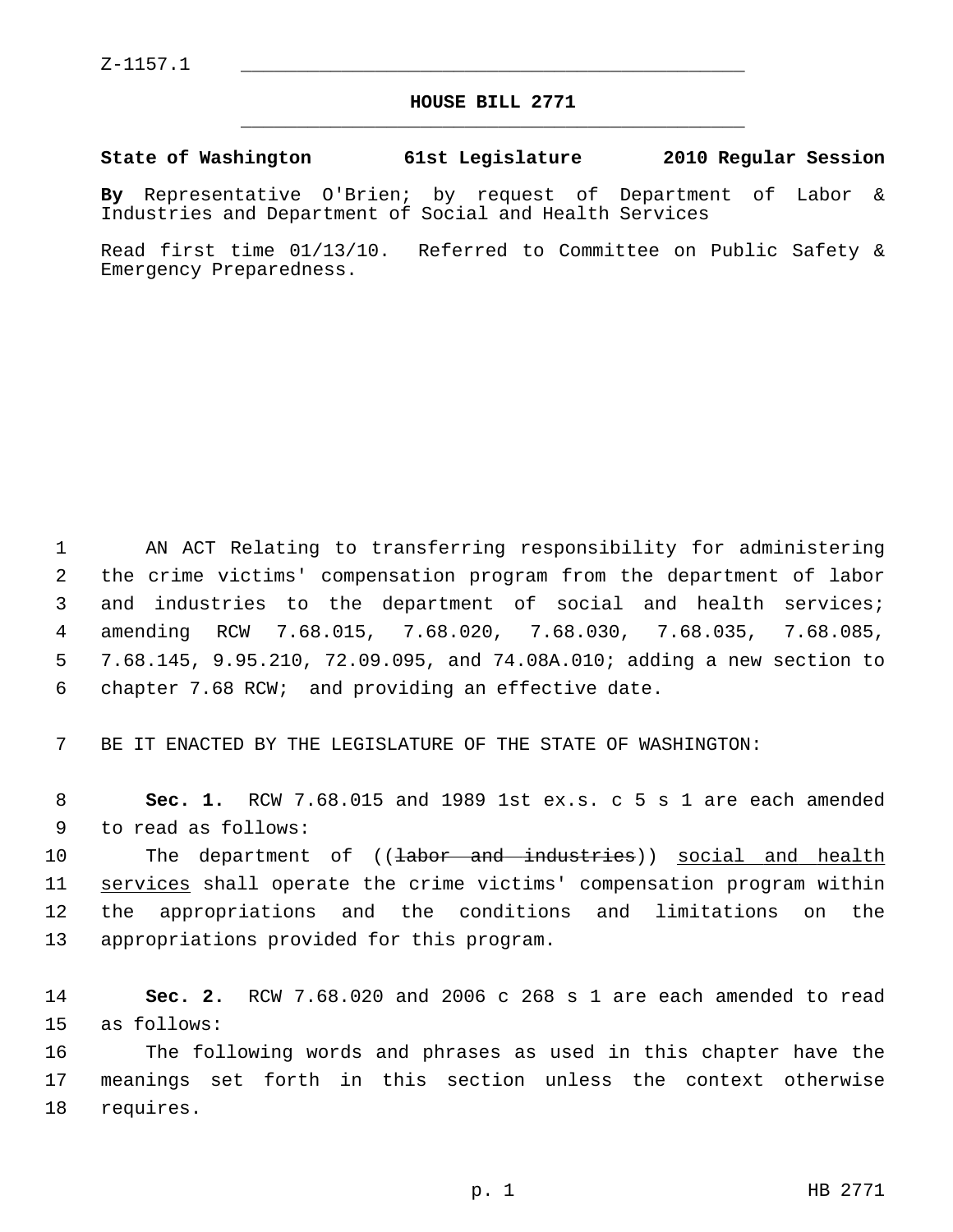Z-1157.1

# HOUSE BILL 2771

**State of Washington 61st Legislature 2010 Regular Session**

**By** Representative O'Brien; by request of Department of Labor & Industries and Department of Social and Health Services

Read first time 01/13/10. Referred to Committee on Public Safety & Emergency Preparedness.

AN ACT Relating to transferring responsibility for administering the crime victims' compensation program from the department of labor and industries to the department of social and health services; amending RCW 7.68.015, 7.68.020, 7.68.030, 7.68.035, 7.68.085, 7.68.145, 9.95.210, 72.09.095, and 74.08A.010; adding a new section to chapter 7.68 RCW; and providing an effective date.

BE IT ENACTED BY THE LEGISLATURE OF THE STATE OF WASHINGTON:

**Sec. 1.** RCW 7.68.015 and 1989 1st ex.s. c 5 s 1 are each amended to read as follows:

The department of ((~~labor and industries~~)) <u>social and health services</u> shall operate the crime victims' compensation program within the appropriations and the conditions and limitations on the appropriations provided for this program.

**Sec. 2.** RCW 7.68.020 and 2006 c 268 s 1 are each amended to read as follows:

The following words and phrases as used in this chapter have the meanings set forth in this section unless the context otherwise requires.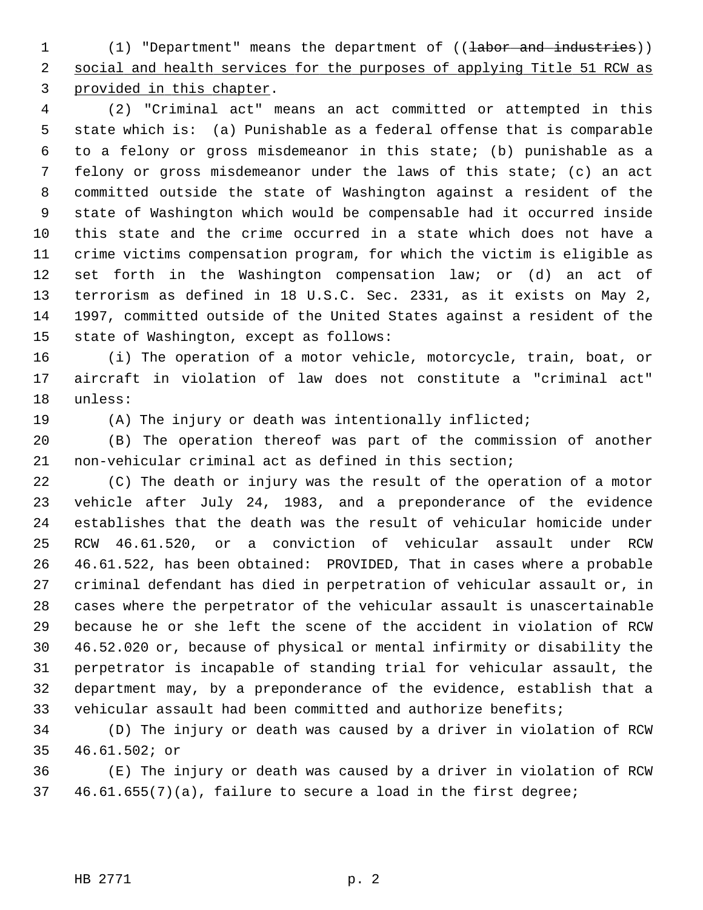(1) "Department" means the department of ((~~labor and industries~~)) <u>social and health services for the purposes of applying Title 51 RCW as provided in this chapter</u>.

(2) "Criminal act" means an act committed or attempted in this state which is: (a) Punishable as a federal offense that is comparable to a felony or gross misdemeanor in this state; (b) punishable as a felony or gross misdemeanor under the laws of this state; (c) an act committed outside the state of Washington against a resident of the state of Washington which would be compensable had it occurred inside this state and the crime occurred in a state which does not have a crime victims compensation program, for which the victim is eligible as set forth in the Washington compensation law; or (d) an act of terrorism as defined in 18 U.S.C. Sec. 2331, as it exists on May 2, 1997, committed outside of the United States against a resident of the state of Washington, except as follows:

(i) The operation of a motor vehicle, motorcycle, train, boat, or aircraft in violation of law does not constitute a "criminal act" unless:

(A) The injury or death was intentionally inflicted;

(B) The operation thereof was part of the commission of another non-vehicular criminal act as defined in this section;

(C) The death or injury was the result of the operation of a motor vehicle after July 24, 1983, and a preponderance of the evidence establishes that the death was the result of vehicular homicide under RCW 46.61.520, or a conviction of vehicular assault under RCW 46.61.522, has been obtained: PROVIDED, That in cases where a probable criminal defendant has died in perpetration of vehicular assault or, in cases where the perpetrator of the vehicular assault is unascertainable because he or she left the scene of the accident in violation of RCW 46.52.020 or, because of physical or mental infirmity or disability the perpetrator is incapable of standing trial for vehicular assault, the department may, by a preponderance of the evidence, establish that a vehicular assault had been committed and authorize benefits;

(D) The injury or death was caused by a driver in violation of RCW 46.61.502; or

(E) The injury or death was caused by a driver in violation of RCW 46.61.655(7)(a), failure to secure a load in the first degree;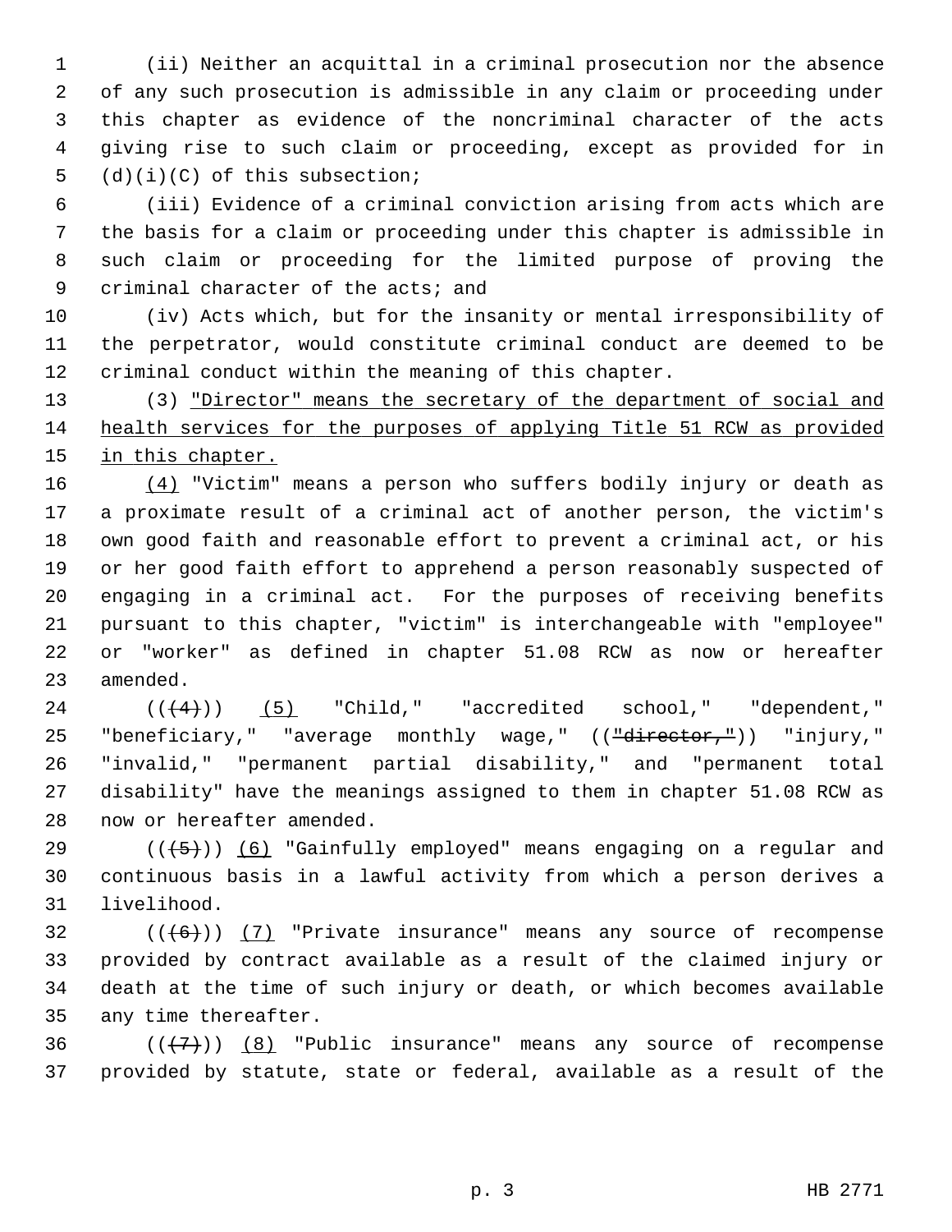(ii) Neither an acquittal in a criminal prosecution nor the absence of any such prosecution is admissible in any claim or proceeding under this chapter as evidence of the noncriminal character of the acts giving rise to such claim or proceeding, except as provided for in (d)(i)(C) of this subsection;

(iii) Evidence of a criminal conviction arising from acts which are the basis for a claim or proceeding under this chapter is admissible in such claim or proceeding for the limited purpose of proving the criminal character of the acts; and

(iv) Acts which, but for the insanity or mental irresponsibility of the perpetrator, would constitute criminal conduct are deemed to be criminal conduct within the meaning of this chapter.

(3) <u>"Director" means the secretary of the department of social and health services for the purposes of applying Title 51 RCW as provided in this chapter.</u>

<u>(4)</u> "Victim" means a person who suffers bodily injury or death as a proximate result of a criminal act of another person, the victim's own good faith and reasonable effort to prevent a criminal act, or his or her good faith effort to apprehend a person reasonably suspected of engaging in a criminal act. For the purposes of receiving benefits pursuant to this chapter, "victim" is interchangeable with "employee" or "worker" as defined in chapter 51.08 RCW as now or hereafter amended.

((~~(4)~~)) <u>(5)</u> "Child," "accredited school," "dependent," "beneficiary," "average monthly wage," ((~~"director,"~~)) "injury," "invalid," "permanent partial disability," and "permanent total disability" have the meanings assigned to them in chapter 51.08 RCW as now or hereafter amended.

((~~(5)~~)) <u>(6)</u> "Gainfully employed" means engaging on a regular and continuous basis in a lawful activity from which a person derives a livelihood.

((~~(6)~~)) <u>(7)</u> "Private insurance" means any source of recompense provided by contract available as a result of the claimed injury or death at the time of such injury or death, or which becomes available any time thereafter.

((~~(7)~~)) <u>(8)</u> "Public insurance" means any source of recompense provided by statute, state or federal, available as a result of the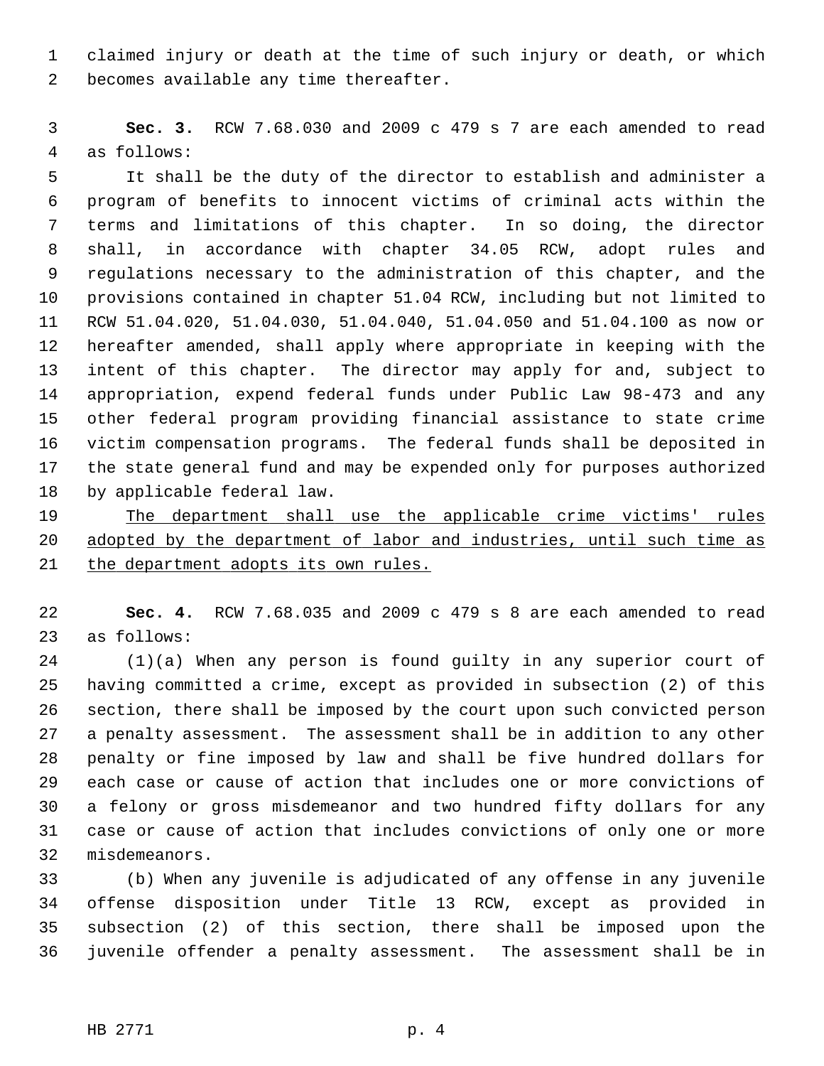claimed injury or death at the time of such injury or death, or which becomes available any time thereafter.

**Sec. 3.** RCW 7.68.030 and 2009 c 479 s 7 are each amended to read as follows:

It shall be the duty of the director to establish and administer a program of benefits to innocent victims of criminal acts within the terms and limitations of this chapter. In so doing, the director shall, in accordance with chapter 34.05 RCW, adopt rules and regulations necessary to the administration of this chapter, and the provisions contained in chapter 51.04 RCW, including but not limited to RCW 51.04.020, 51.04.030, 51.04.040, 51.04.050 and 51.04.100 as now or hereafter amended, shall apply where appropriate in keeping with the intent of this chapter. The director may apply for and, subject to appropriation, expend federal funds under Public Law 98-473 and any other federal program providing financial assistance to state crime victim compensation programs. The federal funds shall be deposited in the state general fund and may be expended only for purposes authorized by applicable federal law.

<u>The department shall use the applicable crime victims' rules adopted by the department of labor and industries, until such time as the department adopts its own rules.</u>

**Sec. 4.** RCW 7.68.035 and 2009 c 479 s 8 are each amended to read as follows:

(1)(a) When any person is found guilty in any superior court of having committed a crime, except as provided in subsection (2) of this section, there shall be imposed by the court upon such convicted person a penalty assessment. The assessment shall be in addition to any other penalty or fine imposed by law and shall be five hundred dollars for each case or cause of action that includes one or more convictions of a felony or gross misdemeanor and two hundred fifty dollars for any case or cause of action that includes convictions of only one or more misdemeanors.

(b) When any juvenile is adjudicated of any offense in any juvenile offense disposition under Title 13 RCW, except as provided in subsection (2) of this section, there shall be imposed upon the juvenile offender a penalty assessment. The assessment shall be in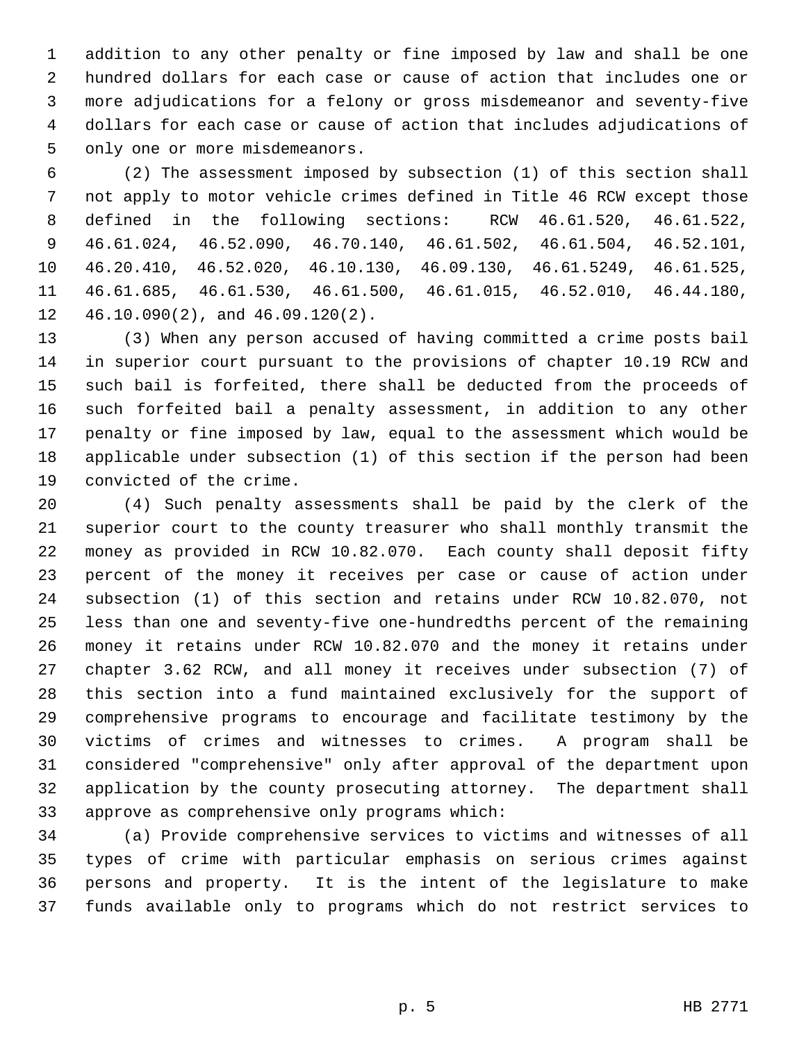addition to any other penalty or fine imposed by law and shall be one hundred dollars for each case or cause of action that includes one or more adjudications for a felony or gross misdemeanor and seventy-five dollars for each case or cause of action that includes adjudications of only one or more misdemeanors.

(2) The assessment imposed by subsection (1) of this section shall not apply to motor vehicle crimes defined in Title 46 RCW except those defined in the following sections: RCW 46.61.520, 46.61.522, 46.61.024, 46.52.090, 46.70.140, 46.61.502, 46.61.504, 46.52.101, 46.20.410, 46.52.020, 46.10.130, 46.09.130, 46.61.5249, 46.61.525, 46.61.685, 46.61.530, 46.61.500, 46.61.015, 46.52.010, 46.44.180, 46.10.090(2), and 46.09.120(2).

(3) When any person accused of having committed a crime posts bail in superior court pursuant to the provisions of chapter 10.19 RCW and such bail is forfeited, there shall be deducted from the proceeds of such forfeited bail a penalty assessment, in addition to any other penalty or fine imposed by law, equal to the assessment which would be applicable under subsection (1) of this section if the person had been convicted of the crime.

(4) Such penalty assessments shall be paid by the clerk of the superior court to the county treasurer who shall monthly transmit the money as provided in RCW 10.82.070. Each county shall deposit fifty percent of the money it receives per case or cause of action under subsection (1) of this section and retains under RCW 10.82.070, not less than one and seventy-five one-hundredths percent of the remaining money it retains under RCW 10.82.070 and the money it retains under chapter 3.62 RCW, and all money it receives under subsection (7) of this section into a fund maintained exclusively for the support of comprehensive programs to encourage and facilitate testimony by the victims of crimes and witnesses to crimes. A program shall be considered "comprehensive" only after approval of the department upon application by the county prosecuting attorney. The department shall approve as comprehensive only programs which:

(a) Provide comprehensive services to victims and witnesses of all types of crime with particular emphasis on serious crimes against persons and property. It is the intent of the legislature to make funds available only to programs which do not restrict services to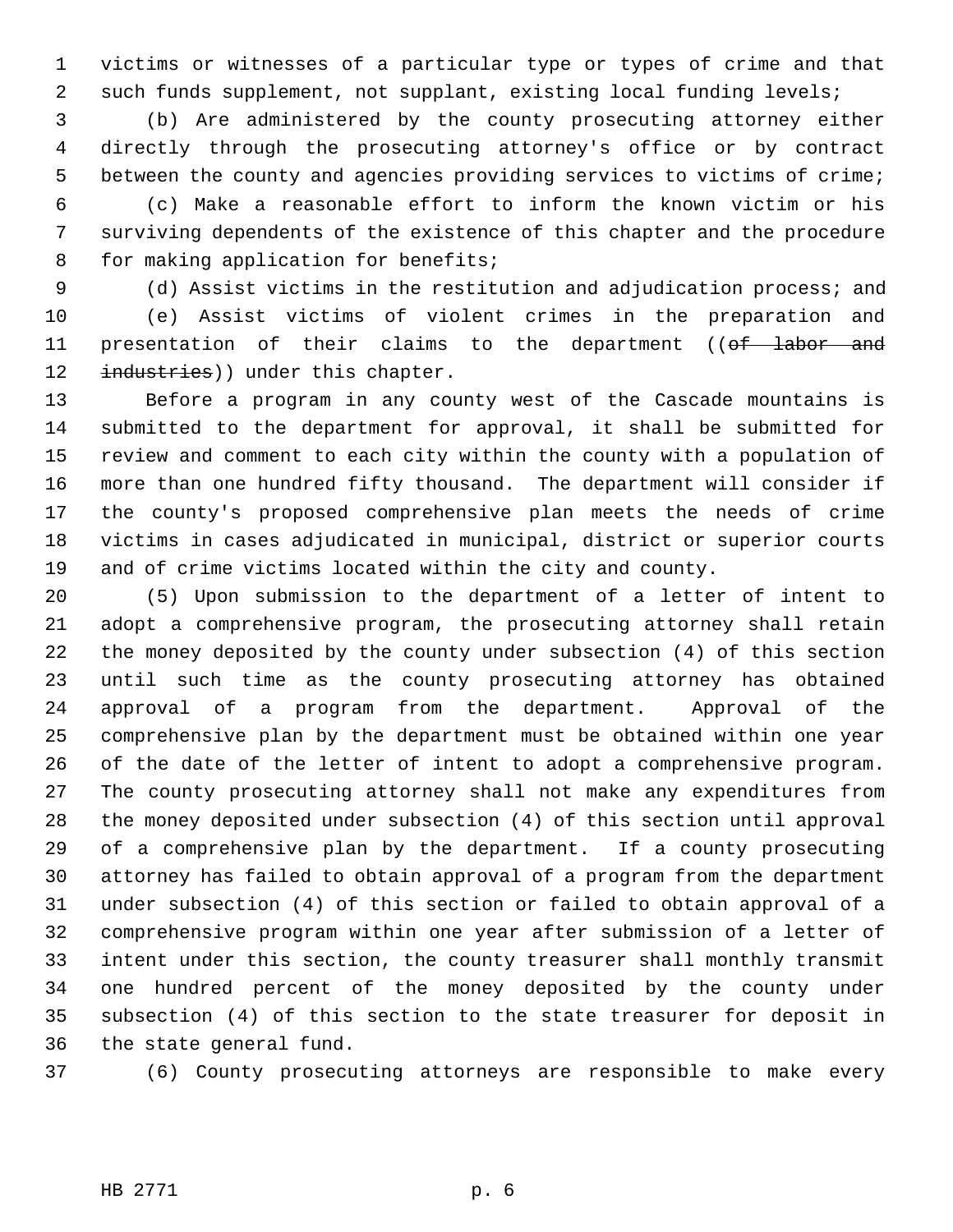victims or witnesses of a particular type or types of crime and that such funds supplement, not supplant, existing local funding levels;

(b) Are administered by the county prosecuting attorney either directly through the prosecuting attorney's office or by contract between the county and agencies providing services to victims of crime;

(c) Make a reasonable effort to inform the known victim or his surviving dependents of the existence of this chapter and the procedure for making application for benefits;

(d) Assist victims in the restitution and adjudication process; and

(e) Assist victims of violent crimes in the preparation and presentation of their claims to the department ((~~of labor and industries~~)) under this chapter.

Before a program in any county west of the Cascade mountains is submitted to the department for approval, it shall be submitted for review and comment to each city within the county with a population of more than one hundred fifty thousand. The department will consider if the county's proposed comprehensive plan meets the needs of crime victims in cases adjudicated in municipal, district or superior courts and of crime victims located within the city and county.

(5) Upon submission to the department of a letter of intent to adopt a comprehensive program, the prosecuting attorney shall retain the money deposited by the county under subsection (4) of this section until such time as the county prosecuting attorney has obtained approval of a program from the department. Approval of the comprehensive plan by the department must be obtained within one year of the date of the letter of intent to adopt a comprehensive program. The county prosecuting attorney shall not make any expenditures from the money deposited under subsection (4) of this section until approval of a comprehensive plan by the department. If a county prosecuting attorney has failed to obtain approval of a program from the department under subsection (4) of this section or failed to obtain approval of a comprehensive program within one year after submission of a letter of intent under this section, the county treasurer shall monthly transmit one hundred percent of the money deposited by the county under subsection (4) of this section to the state treasurer for deposit in the state general fund.

(6) County prosecuting attorneys are responsible to make every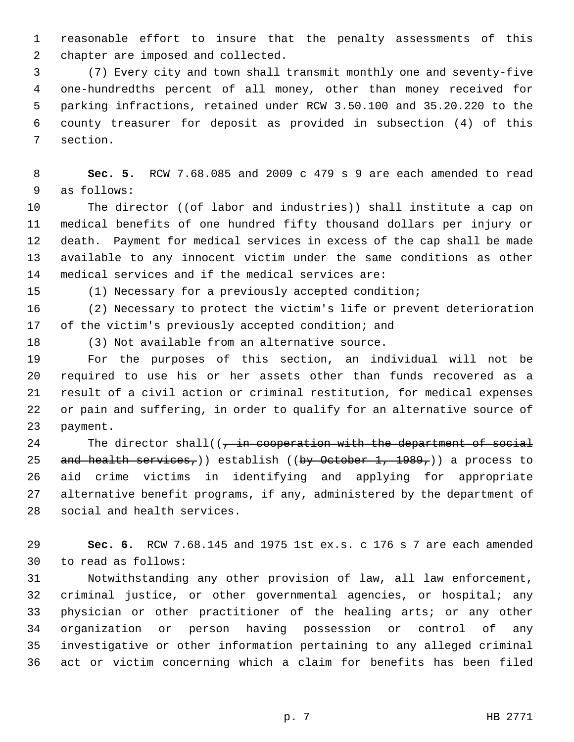reasonable effort to insure that the penalty assessments of this chapter are imposed and collected.

(7) Every city and town shall transmit monthly one and seventy-five one-hundredths percent of all money, other than money received for parking infractions, retained under RCW 3.50.100 and 35.20.220 to the county treasurer for deposit as provided in subsection (4) of this section.

**Sec. 5.** RCW 7.68.085 and 2009 c 479 s 9 are each amended to read as follows:

The director ((~~of labor and industries~~)) shall institute a cap on medical benefits of one hundred fifty thousand dollars per injury or death. Payment for medical services in excess of the cap shall be made available to any innocent victim under the same conditions as other medical services and if the medical services are:

(1) Necessary for a previously accepted condition;

(2) Necessary to protect the victim's life or prevent deterioration of the victim's previously accepted condition; and

(3) Not available from an alternative source.

For the purposes of this section, an individual will not be required to use his or her assets other than funds recovered as a result of a civil action or criminal restitution, for medical expenses or pain and suffering, in order to qualify for an alternative source of payment.

The director shall((~~, in cooperation with the department of social and health services,~~)) establish ((~~by October 1, 1989,~~)) a process to aid crime victims in identifying and applying for appropriate alternative benefit programs, if any, administered by the department of social and health services.

**Sec. 6.** RCW 7.68.145 and 1975 1st ex.s. c 176 s 7 are each amended to read as follows:

Notwithstanding any other provision of law, all law enforcement, criminal justice, or other governmental agencies, or hospital; any physician or other practitioner of the healing arts; or any other organization or person having possession or control of any investigative or other information pertaining to any alleged criminal act or victim concerning which a claim for benefits has been filed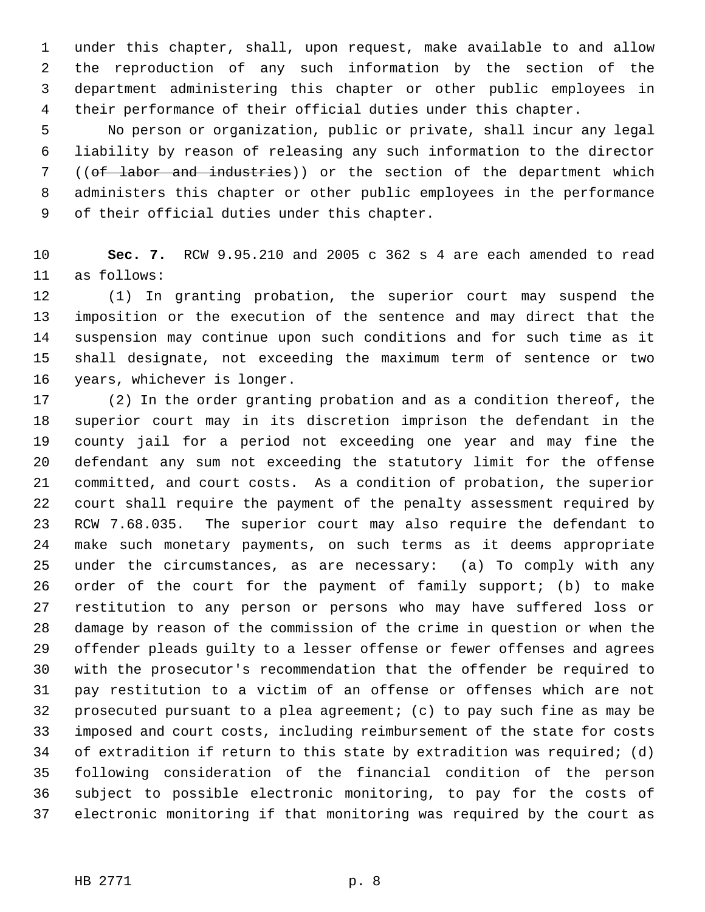under this chapter, shall, upon request, make available to and allow the reproduction of any such information by the section of the department administering this chapter or other public employees in their performance of their official duties under this chapter.

No person or organization, public or private, shall incur any legal liability by reason of releasing any such information to the director ((~~of labor and industries~~)) or the section of the department which administers this chapter or other public employees in the performance of their official duties under this chapter.

**Sec. 7.** RCW 9.95.210 and 2005 c 362 s 4 are each amended to read as follows:

(1) In granting probation, the superior court may suspend the imposition or the execution of the sentence and may direct that the suspension may continue upon such conditions and for such time as it shall designate, not exceeding the maximum term of sentence or two years, whichever is longer.

(2) In the order granting probation and as a condition thereof, the superior court may in its discretion imprison the defendant in the county jail for a period not exceeding one year and may fine the defendant any sum not exceeding the statutory limit for the offense committed, and court costs. As a condition of probation, the superior court shall require the payment of the penalty assessment required by RCW 7.68.035. The superior court may also require the defendant to make such monetary payments, on such terms as it deems appropriate under the circumstances, as are necessary: (a) To comply with any order of the court for the payment of family support; (b) to make restitution to any person or persons who may have suffered loss or damage by reason of the commission of the crime in question or when the offender pleads guilty to a lesser offense or fewer offenses and agrees with the prosecutor's recommendation that the offender be required to pay restitution to a victim of an offense or offenses which are not prosecuted pursuant to a plea agreement; (c) to pay such fine as may be imposed and court costs, including reimbursement of the state for costs of extradition if return to this state by extradition was required; (d) following consideration of the financial condition of the person subject to possible electronic monitoring, to pay for the costs of electronic monitoring if that monitoring was required by the court as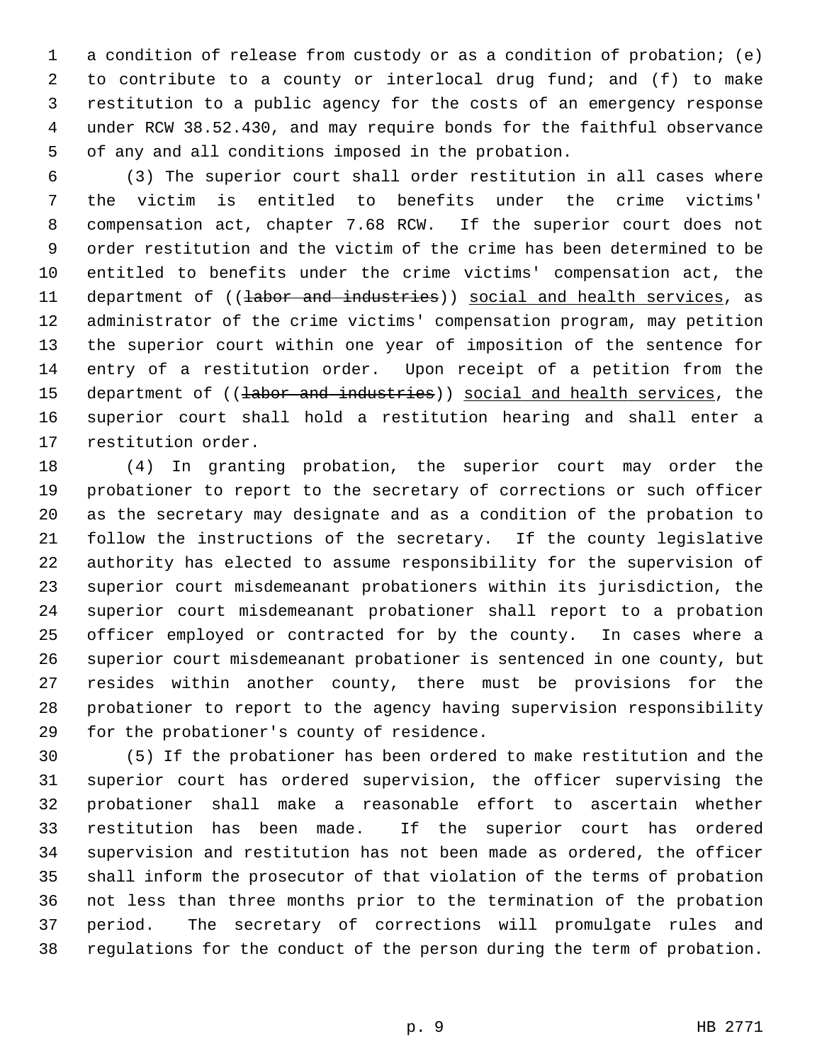a condition of release from custody or as a condition of probation; (e) to contribute to a county or interlocal drug fund; and (f) to make restitution to a public agency for the costs of an emergency response under RCW 38.52.430, and may require bonds for the faithful observance of any and all conditions imposed in the probation.

(3) The superior court shall order restitution in all cases where the victim is entitled to benefits under the crime victims' compensation act, chapter 7.68 RCW. If the superior court does not order restitution and the victim of the crime has been determined to be entitled to benefits under the crime victims' compensation act, the department of ((~~labor and industries~~)) social and health services, as administrator of the crime victims' compensation program, may petition the superior court within one year of imposition of the sentence for entry of a restitution order. Upon receipt of a petition from the department of ((~~labor and industries~~)) social and health services, the superior court shall hold a restitution hearing and shall enter a restitution order.

(4) In granting probation, the superior court may order the probationer to report to the secretary of corrections or such officer as the secretary may designate and as a condition of the probation to follow the instructions of the secretary. If the county legislative authority has elected to assume responsibility for the supervision of superior court misdemeanant probationers within its jurisdiction, the superior court misdemeanant probationer shall report to a probation officer employed or contracted for by the county. In cases where a superior court misdemeanant probationer is sentenced in one county, but resides within another county, there must be provisions for the probationer to report to the agency having supervision responsibility for the probationer's county of residence.

(5) If the probationer has been ordered to make restitution and the superior court has ordered supervision, the officer supervising the probationer shall make a reasonable effort to ascertain whether restitution has been made. If the superior court has ordered supervision and restitution has not been made as ordered, the officer shall inform the prosecutor of that violation of the terms of probation not less than three months prior to the termination of the probation period. The secretary of corrections will promulgate rules and regulations for the conduct of the person during the term of probation.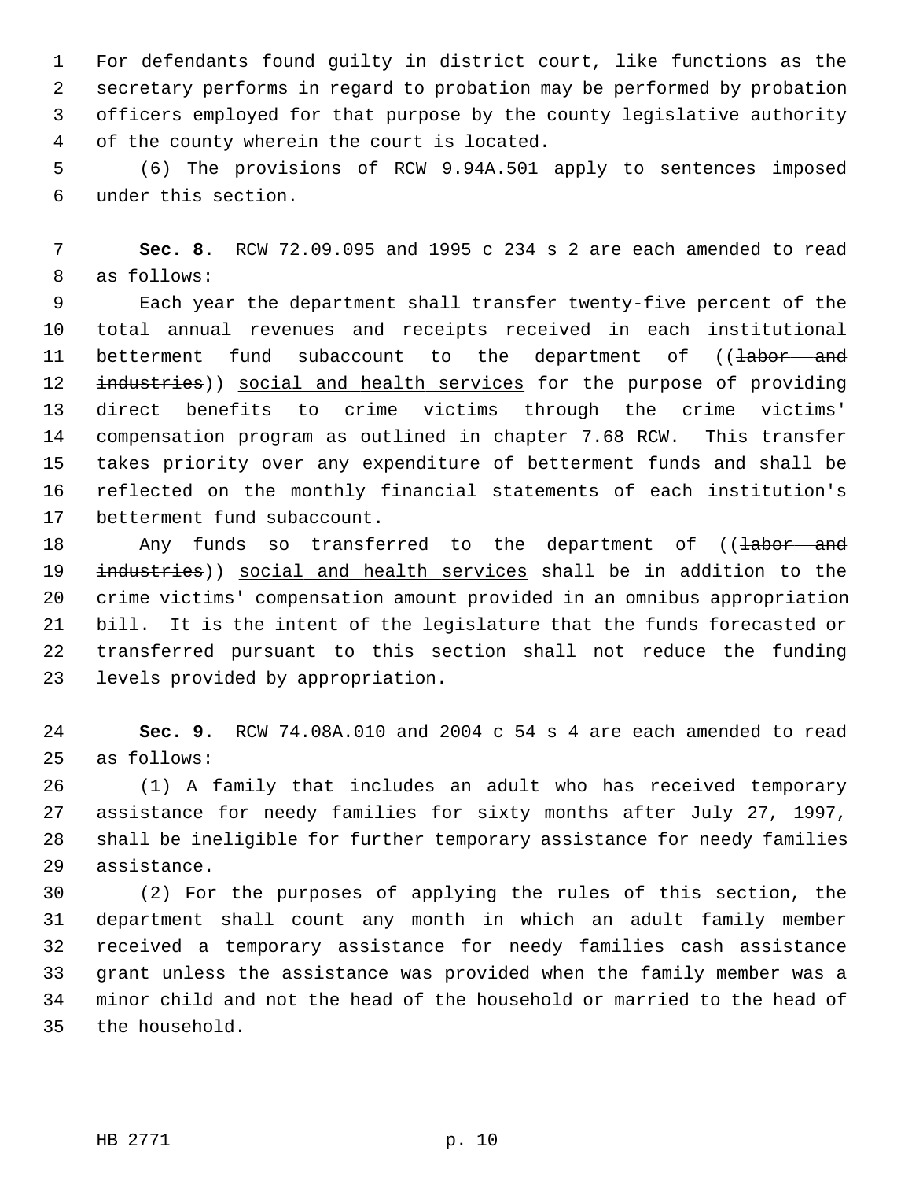For defendants found guilty in district court, like functions as the secretary performs in regard to probation may be performed by probation officers employed for that purpose by the county legislative authority of the county wherein the court is located.

(6) The provisions of RCW 9.94A.501 apply to sentences imposed under this section.

**Sec. 8.** RCW 72.09.095 and 1995 c 234 s 2 are each amended to read as follows:

Each year the department shall transfer twenty-five percent of the total annual revenues and receipts received in each institutional betterment fund subaccount to the department of ((~~labor and industries~~)) <u>social and health services</u> for the purpose of providing direct benefits to crime victims through the crime victims' compensation program as outlined in chapter 7.68 RCW. This transfer takes priority over any expenditure of betterment funds and shall be reflected on the monthly financial statements of each institution's betterment fund subaccount.

Any funds so transferred to the department of ((~~labor and industries~~)) <u>social and health services</u> shall be in addition to the crime victims' compensation amount provided in an omnibus appropriation bill. It is the intent of the legislature that the funds forecasted or transferred pursuant to this section shall not reduce the funding levels provided by appropriation.

**Sec. 9.** RCW 74.08A.010 and 2004 c 54 s 4 are each amended to read as follows:

(1) A family that includes an adult who has received temporary assistance for needy families for sixty months after July 27, 1997, shall be ineligible for further temporary assistance for needy families assistance.

(2) For the purposes of applying the rules of this section, the department shall count any month in which an adult family member received a temporary assistance for needy families cash assistance grant unless the assistance was provided when the family member was a minor child and not the head of the household or married to the head of the household.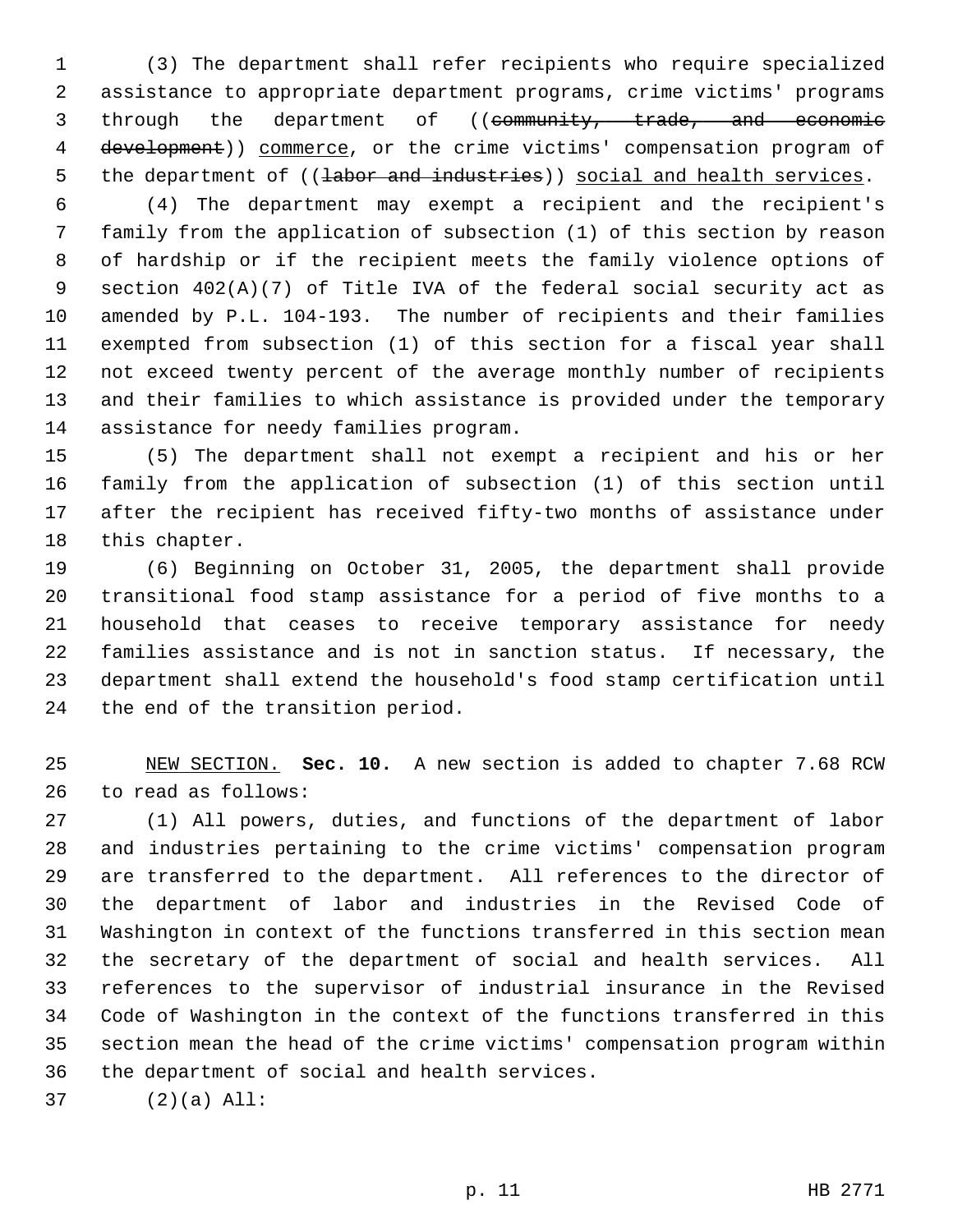(3) The department shall refer recipients who require specialized assistance to appropriate department programs, crime victims' programs through the department of ((~~community, trade, and economic development~~)) <u>commerce</u>, or the crime victims' compensation program of the department of ((~~labor and industries~~)) <u>social and health services</u>.

(4) The department may exempt a recipient and the recipient's family from the application of subsection (1) of this section by reason of hardship or if the recipient meets the family violence options of section 402(A)(7) of Title IVA of the federal social security act as amended by P.L. 104-193. The number of recipients and their families exempted from subsection (1) of this section for a fiscal year shall not exceed twenty percent of the average monthly number of recipients and their families to which assistance is provided under the temporary assistance for needy families program.

(5) The department shall not exempt a recipient and his or her family from the application of subsection (1) of this section until after the recipient has received fifty-two months of assistance under this chapter.

(6) Beginning on October 31, 2005, the department shall provide transitional food stamp assistance for a period of five months to a household that ceases to receive temporary assistance for needy families assistance and is not in sanction status. If necessary, the department shall extend the household's food stamp certification until the end of the transition period.

<u>NEW SECTION.</u> **Sec. 10.** A new section is added to chapter 7.68 RCW to read as follows:

(1) All powers, duties, and functions of the department of labor and industries pertaining to the crime victims' compensation program are transferred to the department. All references to the director of the department of labor and industries in the Revised Code of Washington in context of the functions transferred in this section mean the secretary of the department of social and health services. All references to the supervisor of industrial insurance in the Revised Code of Washington in the context of the functions transferred in this section mean the head of the crime victims' compensation program within the department of social and health services.

(2)(a) All: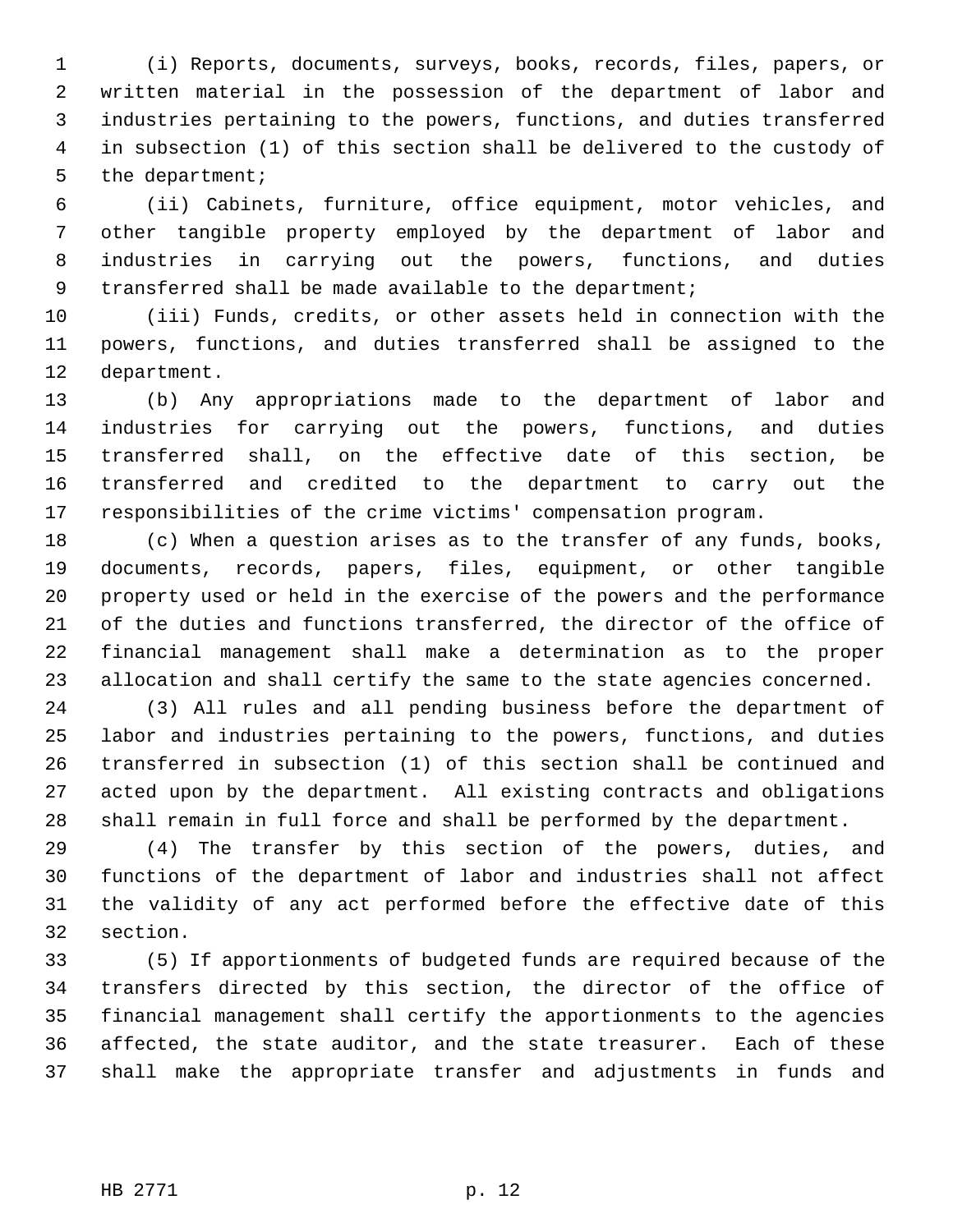(i) Reports, documents, surveys, books, records, files, papers, or written material in the possession of the department of labor and industries pertaining to the powers, functions, and duties transferred in subsection (1) of this section shall be delivered to the custody of the department;

(ii) Cabinets, furniture, office equipment, motor vehicles, and other tangible property employed by the department of labor and industries in carrying out the powers, functions, and duties transferred shall be made available to the department;

(iii) Funds, credits, or other assets held in connection with the powers, functions, and duties transferred shall be assigned to the department.

(b) Any appropriations made to the department of labor and industries for carrying out the powers, functions, and duties transferred shall, on the effective date of this section, be transferred and credited to the department to carry out the responsibilities of the crime victims' compensation program.

(c) When a question arises as to the transfer of any funds, books, documents, records, papers, files, equipment, or other tangible property used or held in the exercise of the powers and the performance of the duties and functions transferred, the director of the office of financial management shall make a determination as to the proper allocation and shall certify the same to the state agencies concerned.

(3) All rules and all pending business before the department of labor and industries pertaining to the powers, functions, and duties transferred in subsection (1) of this section shall be continued and acted upon by the department. All existing contracts and obligations shall remain in full force and shall be performed by the department.

(4) The transfer by this section of the powers, duties, and functions of the department of labor and industries shall not affect the validity of any act performed before the effective date of this section.

(5) If apportionments of budgeted funds are required because of the transfers directed by this section, the director of the office of financial management shall certify the apportionments to the agencies affected, the state auditor, and the state treasurer. Each of these shall make the appropriate transfer and adjustments in funds and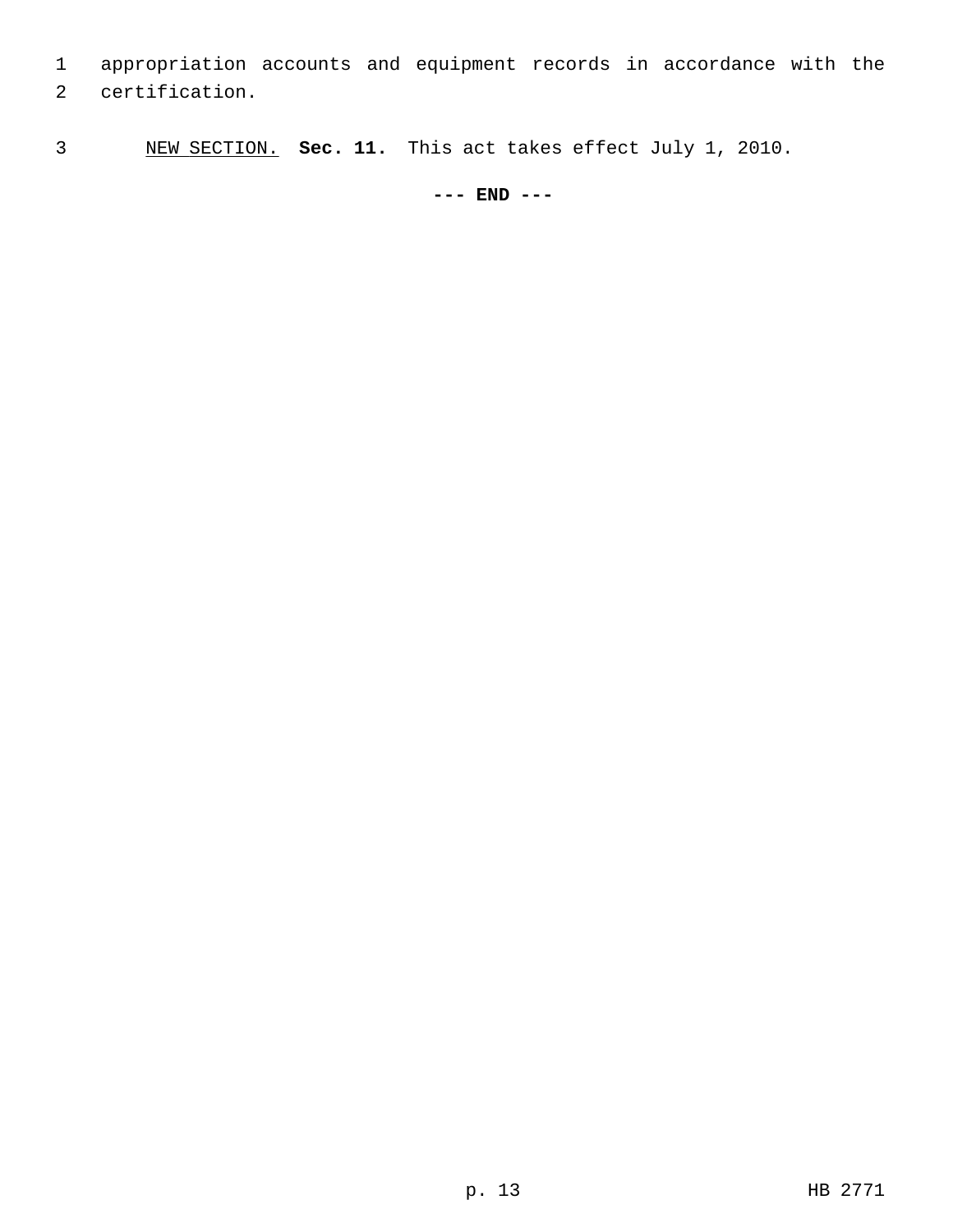appropriation accounts and equipment records in accordance with the certification.

NEW SECTION. **Sec. 11.** This act takes effect July 1, 2010.

**--- END ---**